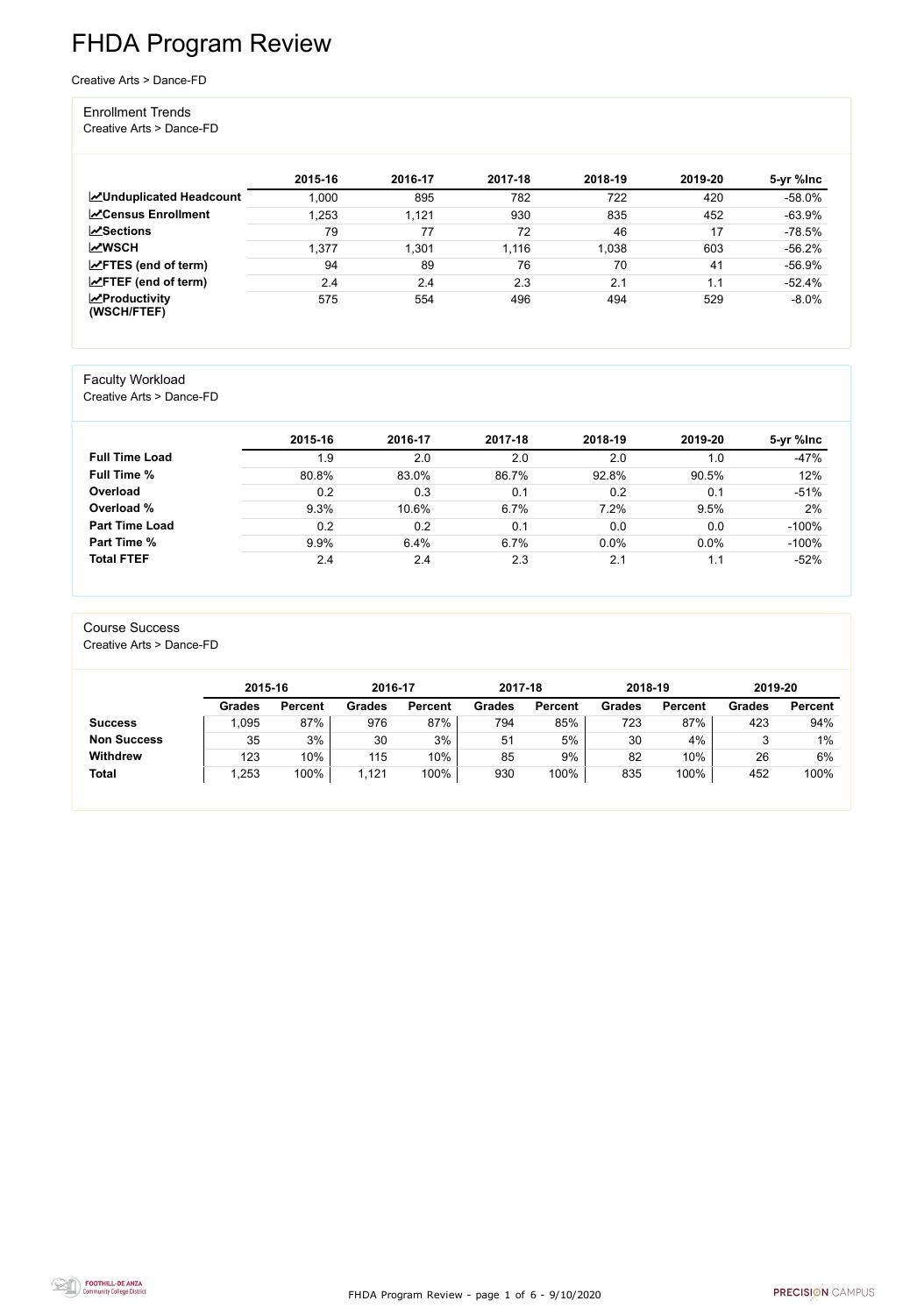# FHDA Program Review

Creative Arts > Dance-FD

## Enrollment Trends

Creative Arts > Dance-FD

| | 2015-16 | 2016-17 | 2017-18 | 2018-19 | 2019-20 | 5-yr %Inc |
|---|---|---|---|---|---|---|
| **Unduplicated Headcount** | 1,000 | 895 | 782 | 722 | 420 | -58.0% |
| **Census Enrollment** | 1,253 | 1,121 | 930 | 835 | 452 | -63.9% |
| **Sections** | 79 | 77 | 72 | 46 | 17 | -78.5% |
| **WSCH** | 1,377 | 1,301 | 1,116 | 1,038 | 603 | -56.2% |
| **FTES (end of term)** | 94 | 89 | 76 | 70 | 41 | -56.9% |
| **FTEF (end of term)** | 2.4 | 2.4 | 2.3 | 2.1 | 1.1 | -52.4% |
| **Productivity (WSCH/FTEF)** | 575 | 554 | 496 | 494 | 529 | -8.0% |

## Faculty Workload

Creative Arts > Dance-FD

| | 2015-16 | 2016-17 | 2017-18 | 2018-19 | 2019-20 | 5-yr %Inc |
|---|---|---|---|---|---|---|
| **Full Time Load** | 1.9 | 2.0 | 2.0 | 2.0 | 1.0 | -47% |
| **Full Time %** | 80.8% | 83.0% | 86.7% | 92.8% | 90.5% | 12% |
| **Overload** | 0.2 | 0.3 | 0.1 | 0.2 | 0.1 | -51% |
| **Overload %** | 9.3% | 10.6% | 6.7% | 7.2% | 9.5% | 2% |
| **Part Time Load** | 0.2 | 0.2 | 0.1 | 0.0 | 0.0 | -100% |
| **Part Time %** | 9.9% | 6.4% | 6.7% | 0.0% | 0.0% | -100% |
| **Total FTEF** | 2.4 | 2.4 | 2.3 | 2.1 | 1.1 | -52% |

## Course Success

Creative Arts > Dance-FD

| | 2015-16 | | 2016-17 | | 2017-18 | | 2018-19 | | 2019-20 | |
|---|---|---|---|---|---|---|---|---|---|---|
| | **Grades** | **Percent** | **Grades** | **Percent** | **Grades** | **Percent** | **Grades** | **Percent** | **Grades** | **Percent** |
| **Success** | 1,095 | 87% | 976 | 87% | 794 | 85% | 723 | 87% | 423 | 94% |
| **Non Success** | 35 | 3% | 30 | 3% | 51 | 5% | 30 | 4% | 3 | 1% |
| **Withdrew** | 123 | 10% | 115 | 10% | 85 | 9% | 82 | 10% | 26 | 6% |
| **Total** | 1,253 | 100% | 1,121 | 100% | 930 | 100% | 835 | 100% | 452 | 100% |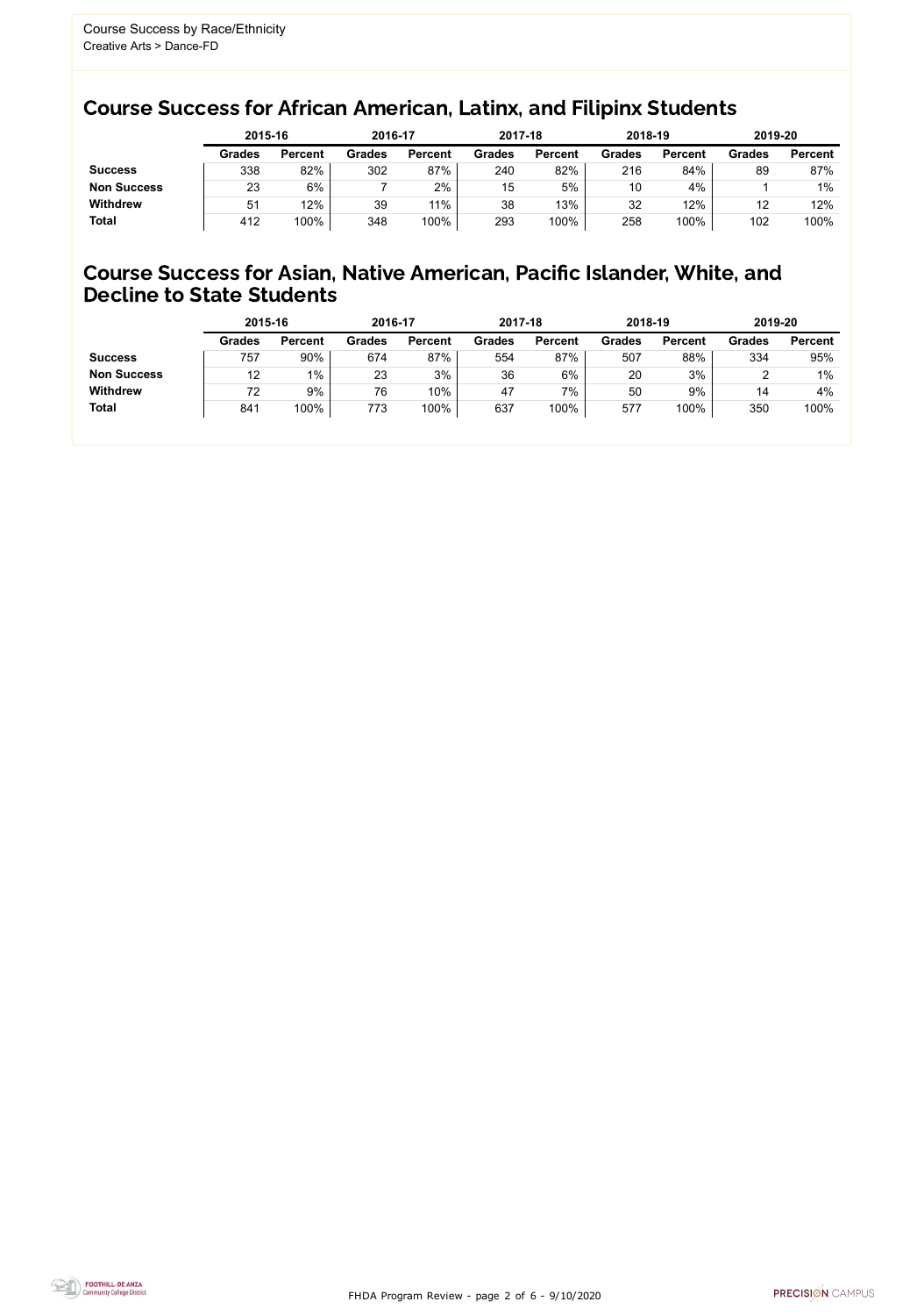Course Success by Race/Ethnicity
Creative Arts > Dance-FD

## Course Success for African American, Latinx, and Filipinx Students

| | 2015-16 | | 2016-17 | | 2017-18 | | 2018-19 | | 2019-20 | |
|---|---|---|---|---|---|---|---|---|---|---|
| | Grades | Percent | Grades | Percent | Grades | Percent | Grades | Percent | Grades | Percent |
| **Success** | 338 | 82% | 302 | 87% | 240 | 82% | 216 | 84% | 89 | 87% |
| **Non Success** | 23 | 6% | 7 | 2% | 15 | 5% | 10 | 4% | 1 | 1% |
| **Withdrew** | 51 | 12% | 39 | 11% | 38 | 13% | 32 | 12% | 12 | 12% |
| **Total** | 412 | 100% | 348 | 100% | 293 | 100% | 258 | 100% | 102 | 100% |

## Course Success for Asian, Native American, Pacific Islander, White, and Decline to State Students

| | 2015-16 | | 2016-17 | | 2017-18 | | 2018-19 | | 2019-20 | |
|---|---|---|---|---|---|---|---|---|---|---|
| | Grades | Percent | Grades | Percent | Grades | Percent | Grades | Percent | Grades | Percent |
| **Success** | 757 | 90% | 674 | 87% | 554 | 87% | 507 | 88% | 334 | 95% |
| **Non Success** | 12 | 1% | 23 | 3% | 36 | 6% | 20 | 3% | 2 | 1% |
| **Withdrew** | 72 | 9% | 76 | 10% | 47 | 7% | 50 | 9% | 14 | 4% |
| **Total** | 841 | 100% | 773 | 100% | 637 | 100% | 577 | 100% | 350 | 100% |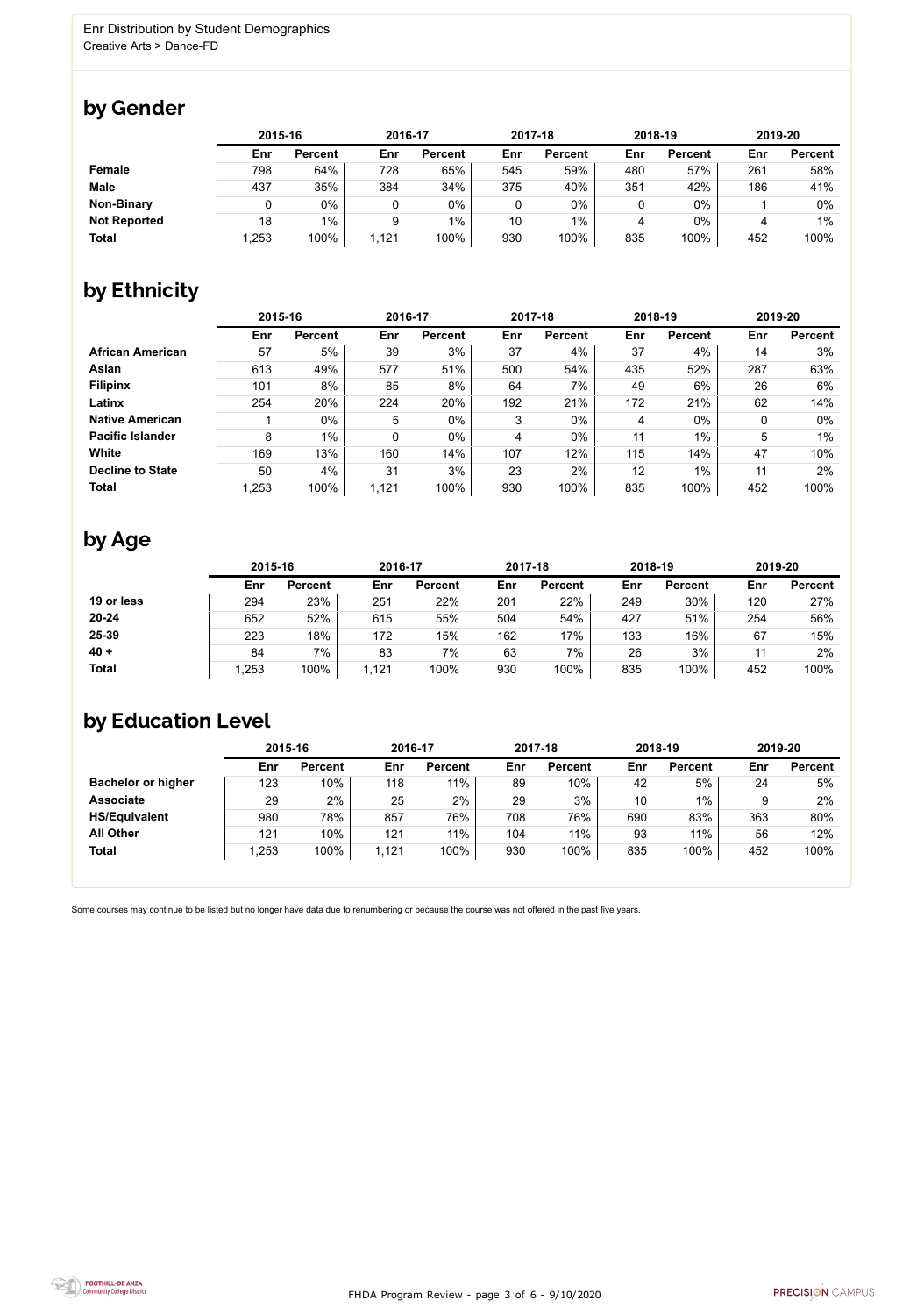Enr Distribution by Student Demographics
Creative Arts > Dance-FD

## by Gender

| | 2015-16 | | 2016-17 | | 2017-18 | | 2018-19 | | 2019-20 | |
|---|---|---|---|---|---|---|---|---|---|---|
| | Enr | Percent | Enr | Percent | Enr | Percent | Enr | Percent | Enr | Percent |
| **Female** | 798 | 64% | 728 | 65% | 545 | 59% | 480 | 57% | 261 | 58% |
| **Male** | 437 | 35% | 384 | 34% | 375 | 40% | 351 | 42% | 186 | 41% |
| **Non-Binary** | 0 | 0% | 0 | 0% | 0 | 0% | 0 | 0% | 1 | 0% |
| **Not Reported** | 18 | 1% | 9 | 1% | 10 | 1% | 4 | 0% | 4 | 1% |
| **Total** | 1,253 | 100% | 1,121 | 100% | 930 | 100% | 835 | 100% | 452 | 100% |

## by Ethnicity

| | 2015-16 | | 2016-17 | | 2017-18 | | 2018-19 | | 2019-20 | |
|---|---|---|---|---|---|---|---|---|---|---|
| | Enr | Percent | Enr | Percent | Enr | Percent | Enr | Percent | Enr | Percent |
| **African American** | 57 | 5% | 39 | 3% | 37 | 4% | 37 | 4% | 14 | 3% |
| **Asian** | 613 | 49% | 577 | 51% | 500 | 54% | 435 | 52% | 287 | 63% |
| **Filipinx** | 101 | 8% | 85 | 8% | 64 | 7% | 49 | 6% | 26 | 6% |
| **Latinx** | 254 | 20% | 224 | 20% | 192 | 21% | 172 | 21% | 62 | 14% |
| **Native American** | 1 | 0% | 5 | 0% | 3 | 0% | 4 | 0% | 0 | 0% |
| **Pacific Islander** | 8 | 1% | 0 | 0% | 4 | 0% | 11 | 1% | 5 | 1% |
| **White** | 169 | 13% | 160 | 14% | 107 | 12% | 115 | 14% | 47 | 10% |
| **Decline to State** | 50 | 4% | 31 | 3% | 23 | 2% | 12 | 1% | 11 | 2% |
| **Total** | 1,253 | 100% | 1,121 | 100% | 930 | 100% | 835 | 100% | 452 | 100% |

## by Age

| | 2015-16 | | 2016-17 | | 2017-18 | | 2018-19 | | 2019-20 | |
|---|---|---|---|---|---|---|---|---|---|---|
| | Enr | Percent | Enr | Percent | Enr | Percent | Enr | Percent | Enr | Percent |
| **19 or less** | 294 | 23% | 251 | 22% | 201 | 22% | 249 | 30% | 120 | 27% |
| **20-24** | 652 | 52% | 615 | 55% | 504 | 54% | 427 | 51% | 254 | 56% |
| **25-39** | 223 | 18% | 172 | 15% | 162 | 17% | 133 | 16% | 67 | 15% |
| **40 +** | 84 | 7% | 83 | 7% | 63 | 7% | 26 | 3% | 11 | 2% |
| **Total** | 1,253 | 100% | 1,121 | 100% | 930 | 100% | 835 | 100% | 452 | 100% |

## by Education Level

| | 2015-16 | | 2016-17 | | 2017-18 | | 2018-19 | | 2019-20 | |
|---|---|---|---|---|---|---|---|---|---|---|
| | Enr | Percent | Enr | Percent | Enr | Percent | Enr | Percent | Enr | Percent |
| **Bachelor or higher** | 123 | 10% | 118 | 11% | 89 | 10% | 42 | 5% | 24 | 5% |
| **Associate** | 29 | 2% | 25 | 2% | 29 | 3% | 10 | 1% | 9 | 2% |
| **HS/Equivalent** | 980 | 78% | 857 | 76% | 708 | 76% | 690 | 83% | 363 | 80% |
| **All Other** | 121 | 10% | 121 | 11% | 104 | 11% | 93 | 11% | 56 | 12% |
| **Total** | 1,253 | 100% | 1,121 | 100% | 930 | 100% | 835 | 100% | 452 | 100% |

Some courses may continue to be listed but no longer have data due to renumbering or because the course was not offered in the past five years.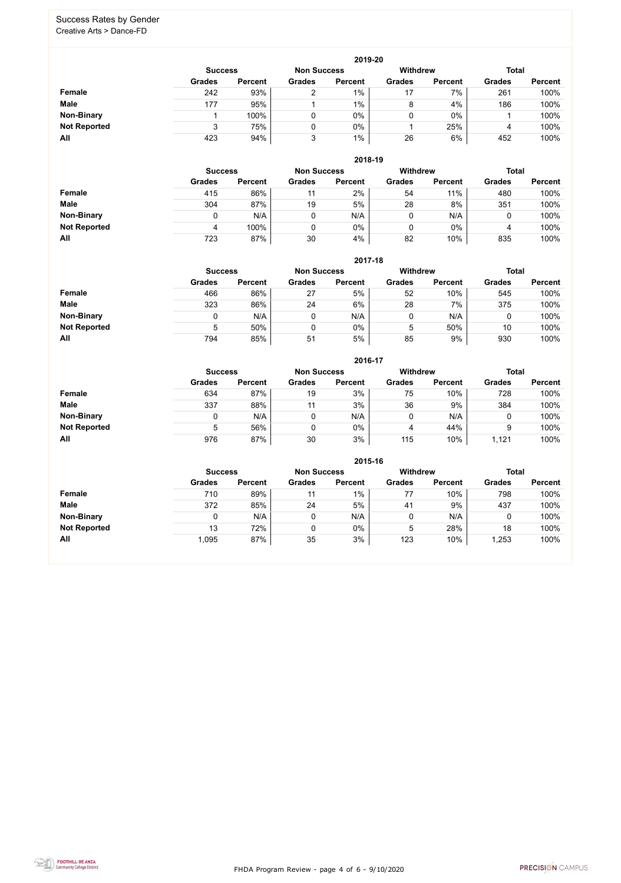# Success Rates by Gender

Creative Arts > Dance-FD

## 2019-20

| | Success | | Non Success | | Withdrew | | Total | |
|---|---|---|---|---|---|---|---|---|
| | Grades | Percent | Grades | Percent | Grades | Percent | Grades | Percent |
| **Female** | 242 | 93% | 2 | 1% | 17 | 7% | 261 | 100% |
| **Male** | 177 | 95% | 1 | 1% | 8 | 4% | 186 | 100% |
| **Non-Binary** | 1 | 100% | 0 | 0% | 0 | 0% | 1 | 100% |
| **Not Reported** | 3 | 75% | 0 | 0% | 1 | 25% | 4 | 100% |
| **All** | 423 | 94% | 3 | 1% | 26 | 6% | 452 | 100% |

## 2018-19

| | Success | | Non Success | | Withdrew | | Total | |
|---|---|---|---|---|---|---|---|---|
| | Grades | Percent | Grades | Percent | Grades | Percent | Grades | Percent |
| **Female** | 415 | 86% | 11 | 2% | 54 | 11% | 480 | 100% |
| **Male** | 304 | 87% | 19 | 5% | 28 | 8% | 351 | 100% |
| **Non-Binary** | 0 | N/A | 0 | N/A | 0 | N/A | 0 | 100% |
| **Not Reported** | 4 | 100% | 0 | 0% | 0 | 0% | 4 | 100% |
| **All** | 723 | 87% | 30 | 4% | 82 | 10% | 835 | 100% |

## 2017-18

| | Success | | Non Success | | Withdrew | | Total | |
|---|---|---|---|---|---|---|---|---|
| | Grades | Percent | Grades | Percent | Grades | Percent | Grades | Percent |
| **Female** | 466 | 86% | 27 | 5% | 52 | 10% | 545 | 100% |
| **Male** | 323 | 86% | 24 | 6% | 28 | 7% | 375 | 100% |
| **Non-Binary** | 0 | N/A | 0 | N/A | 0 | N/A | 0 | 100% |
| **Not Reported** | 5 | 50% | 0 | 0% | 5 | 50% | 10 | 100% |
| **All** | 794 | 85% | 51 | 5% | 85 | 9% | 930 | 100% |

## 2016-17

| | Success | | Non Success | | Withdrew | | Total | |
|---|---|---|---|---|---|---|---|---|
| | Grades | Percent | Grades | Percent | Grades | Percent | Grades | Percent |
| **Female** | 634 | 87% | 19 | 3% | 75 | 10% | 728 | 100% |
| **Male** | 337 | 88% | 11 | 3% | 36 | 9% | 384 | 100% |
| **Non-Binary** | 0 | N/A | 0 | N/A | 0 | N/A | 0 | 100% |
| **Not Reported** | 5 | 56% | 0 | 0% | 4 | 44% | 9 | 100% |
| **All** | 976 | 87% | 30 | 3% | 115 | 10% | 1,121 | 100% |

## 2015-16

| | Success | | Non Success | | Withdrew | | Total | |
|---|---|---|---|---|---|---|---|---|
| | Grades | Percent | Grades | Percent | Grades | Percent | Grades | Percent |
| **Female** | 710 | 89% | 11 | 1% | 77 | 10% | 798 | 100% |
| **Male** | 372 | 85% | 24 | 5% | 41 | 9% | 437 | 100% |
| **Non-Binary** | 0 | N/A | 0 | N/A | 0 | N/A | 0 | 100% |
| **Not Reported** | 13 | 72% | 0 | 0% | 5 | 28% | 18 | 100% |
| **All** | 1,095 | 87% | 35 | 3% | 123 | 10% | 1,253 | 100% |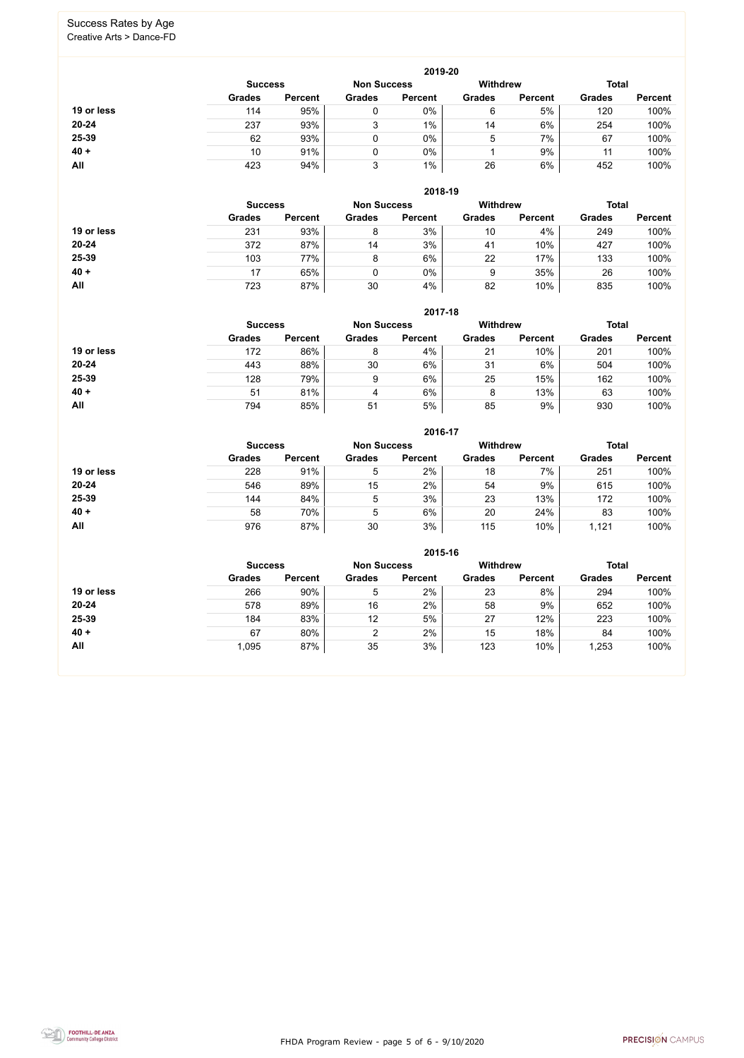# Success Rates by Age

Creative Arts > Dance-FD

## 2019-20

| | Success | | Non Success | | Withdrew | | Total | |
|---|---|---|---|---|---|---|---|---|
| | Grades | Percent | Grades | Percent | Grades | Percent | Grades | Percent |
| **19 or less** | 114 | 95% | 0 | 0% | 6 | 5% | 120 | 100% |
| **20-24** | 237 | 93% | 3 | 1% | 14 | 6% | 254 | 100% |
| **25-39** | 62 | 93% | 0 | 0% | 5 | 7% | 67 | 100% |
| **40 +** | 10 | 91% | 0 | 0% | 1 | 9% | 11 | 100% |
| **All** | 423 | 94% | 3 | 1% | 26 | 6% | 452 | 100% |

## 2018-19

| | Success | | Non Success | | Withdrew | | Total | |
|---|---|---|---|---|---|---|---|---|
| | Grades | Percent | Grades | Percent | Grades | Percent | Grades | Percent |
| **19 or less** | 231 | 93% | 8 | 3% | 10 | 4% | 249 | 100% |
| **20-24** | 372 | 87% | 14 | 3% | 41 | 10% | 427 | 100% |
| **25-39** | 103 | 77% | 8 | 6% | 22 | 17% | 133 | 100% |
| **40 +** | 17 | 65% | 0 | 0% | 9 | 35% | 26 | 100% |
| **All** | 723 | 87% | 30 | 4% | 82 | 10% | 835 | 100% |

## 2017-18

| | Success | | Non Success | | Withdrew | | Total | |
|---|---|---|---|---|---|---|---|---|
| | Grades | Percent | Grades | Percent | Grades | Percent | Grades | Percent |
| **19 or less** | 172 | 86% | 8 | 4% | 21 | 10% | 201 | 100% |
| **20-24** | 443 | 88% | 30 | 6% | 31 | 6% | 504 | 100% |
| **25-39** | 128 | 79% | 9 | 6% | 25 | 15% | 162 | 100% |
| **40 +** | 51 | 81% | 4 | 6% | 8 | 13% | 63 | 100% |
| **All** | 794 | 85% | 51 | 5% | 85 | 9% | 930 | 100% |

## 2016-17

| | Success | | Non Success | | Withdrew | | Total | |
|---|---|---|---|---|---|---|---|---|
| | Grades | Percent | Grades | Percent | Grades | Percent | Grades | Percent |
| **19 or less** | 228 | 91% | 5 | 2% | 18 | 7% | 251 | 100% |
| **20-24** | 546 | 89% | 15 | 2% | 54 | 9% | 615 | 100% |
| **25-39** | 144 | 84% | 5 | 3% | 23 | 13% | 172 | 100% |
| **40 +** | 58 | 70% | 5 | 6% | 20 | 24% | 83 | 100% |
| **All** | 976 | 87% | 30 | 3% | 115 | 10% | 1,121 | 100% |

## 2015-16

| | Success | | Non Success | | Withdrew | | Total | |
|---|---|---|---|---|---|---|---|---|
| | Grades | Percent | Grades | Percent | Grades | Percent | Grades | Percent |
| **19 or less** | 266 | 90% | 5 | 2% | 23 | 8% | 294 | 100% |
| **20-24** | 578 | 89% | 16 | 2% | 58 | 9% | 652 | 100% |
| **25-39** | 184 | 83% | 12 | 5% | 27 | 12% | 223 | 100% |
| **40 +** | 67 | 80% | 2 | 2% | 15 | 18% | 84 | 100% |
| **All** | 1,095 | 87% | 35 | 3% | 123 | 10% | 1,253 | 100% |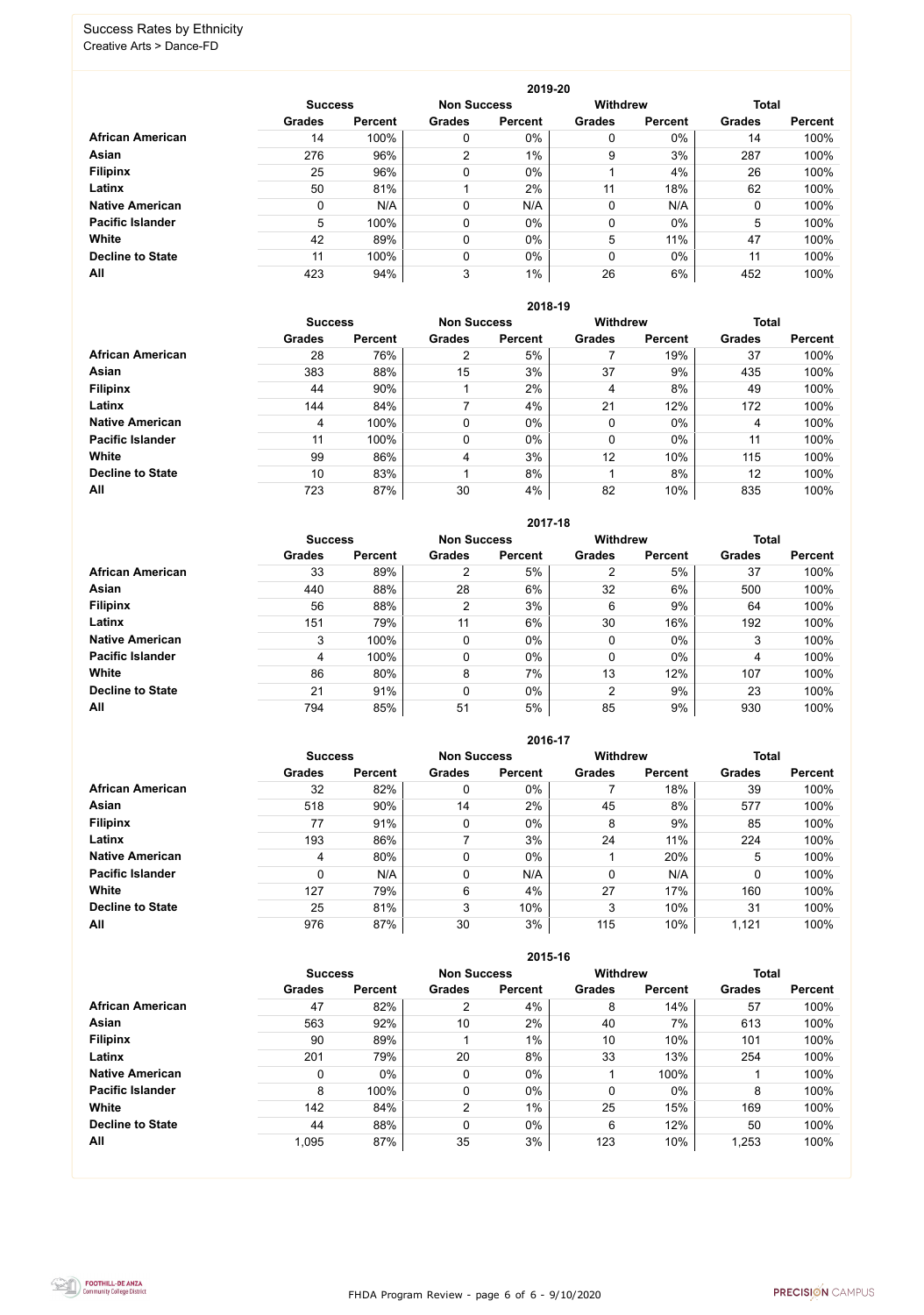# Success Rates by Ethnicity

Creative Arts > Dance-FD

## 2019-20

| | Success | | Non Success | | Withdrew | | Total | |
|---|---|---|---|---|---|---|---|---|
| | Grades | Percent | Grades | Percent | Grades | Percent | Grades | Percent |
| **African American** | 14 | 100% | 0 | 0% | 0 | 0% | 14 | 100% |
| **Asian** | 276 | 96% | 2 | 1% | 9 | 3% | 287 | 100% |
| **Filipinx** | 25 | 96% | 0 | 0% | 1 | 4% | 26 | 100% |
| **Latinx** | 50 | 81% | 1 | 2% | 11 | 18% | 62 | 100% |
| **Native American** | 0 | N/A | 0 | N/A | 0 | N/A | 0 | 100% |
| **Pacific Islander** | 5 | 100% | 0 | 0% | 0 | 0% | 5 | 100% |
| **White** | 42 | 89% | 0 | 0% | 5 | 11% | 47 | 100% |
| **Decline to State** | 11 | 100% | 0 | 0% | 0 | 0% | 11 | 100% |
| **All** | 423 | 94% | 3 | 1% | 26 | 6% | 452 | 100% |

## 2018-19

| | Success | | Non Success | | Withdrew | | Total | |
|---|---|---|---|---|---|---|---|---|
| | Grades | Percent | Grades | Percent | Grades | Percent | Grades | Percent |
| **African American** | 28 | 76% | 2 | 5% | 7 | 19% | 37 | 100% |
| **Asian** | 383 | 88% | 15 | 3% | 37 | 9% | 435 | 100% |
| **Filipinx** | 44 | 90% | 1 | 2% | 4 | 8% | 49 | 100% |
| **Latinx** | 144 | 84% | 7 | 4% | 21 | 12% | 172 | 100% |
| **Native American** | 4 | 100% | 0 | 0% | 0 | 0% | 4 | 100% |
| **Pacific Islander** | 11 | 100% | 0 | 0% | 0 | 0% | 11 | 100% |
| **White** | 99 | 86% | 4 | 3% | 12 | 10% | 115 | 100% |
| **Decline to State** | 10 | 83% | 1 | 8% | 1 | 8% | 12 | 100% |
| **All** | 723 | 87% | 30 | 4% | 82 | 10% | 835 | 100% |

## 2017-18

| | Success | | Non Success | | Withdrew | | Total | |
|---|---|---|---|---|---|---|---|---|
| | Grades | Percent | Grades | Percent | Grades | Percent | Grades | Percent |
| **African American** | 33 | 89% | 2 | 5% | 2 | 5% | 37 | 100% |
| **Asian** | 440 | 88% | 28 | 6% | 32 | 6% | 500 | 100% |
| **Filipinx** | 56 | 88% | 2 | 3% | 6 | 9% | 64 | 100% |
| **Latinx** | 151 | 79% | 11 | 6% | 30 | 16% | 192 | 100% |
| **Native American** | 3 | 100% | 0 | 0% | 0 | 0% | 3 | 100% |
| **Pacific Islander** | 4 | 100% | 0 | 0% | 0 | 0% | 4 | 100% |
| **White** | 86 | 80% | 8 | 7% | 13 | 12% | 107 | 100% |
| **Decline to State** | 21 | 91% | 0 | 0% | 2 | 9% | 23 | 100% |
| **All** | 794 | 85% | 51 | 5% | 85 | 9% | 930 | 100% |

## 2016-17

| | Success | | Non Success | | Withdrew | | Total | |
|---|---|---|---|---|---|---|---|---|
| | Grades | Percent | Grades | Percent | Grades | Percent | Grades | Percent |
| **African American** | 32 | 82% | 0 | 0% | 7 | 18% | 39 | 100% |
| **Asian** | 518 | 90% | 14 | 2% | 45 | 8% | 577 | 100% |
| **Filipinx** | 77 | 91% | 0 | 0% | 8 | 9% | 85 | 100% |
| **Latinx** | 193 | 86% | 7 | 3% | 24 | 11% | 224 | 100% |
| **Native American** | 4 | 80% | 0 | 0% | 1 | 20% | 5 | 100% |
| **Pacific Islander** | 0 | N/A | 0 | N/A | 0 | N/A | 0 | 100% |
| **White** | 127 | 79% | 6 | 4% | 27 | 17% | 160 | 100% |
| **Decline to State** | 25 | 81% | 3 | 10% | 3 | 10% | 31 | 100% |
| **All** | 976 | 87% | 30 | 3% | 115 | 10% | 1,121 | 100% |

## 2015-16

| | Success | | Non Success | | Withdrew | | Total | |
|---|---|---|---|---|---|---|---|---|
| | Grades | Percent | Grades | Percent | Grades | Percent | Grades | Percent |
| **African American** | 47 | 82% | 2 | 4% | 8 | 14% | 57 | 100% |
| **Asian** | 563 | 92% | 10 | 2% | 40 | 7% | 613 | 100% |
| **Filipinx** | 90 | 89% | 1 | 1% | 10 | 10% | 101 | 100% |
| **Latinx** | 201 | 79% | 20 | 8% | 33 | 13% | 254 | 100% |
| **Native American** | 0 | 0% | 0 | 0% | 1 | 100% | 1 | 100% |
| **Pacific Islander** | 8 | 100% | 0 | 0% | 0 | 0% | 8 | 100% |
| **White** | 142 | 84% | 2 | 1% | 25 | 15% | 169 | 100% |
| **Decline to State** | 44 | 88% | 0 | 0% | 6 | 12% | 50 | 100% |
| **All** | 1,095 | 87% | 35 | 3% | 123 | 10% | 1,253 | 100% |